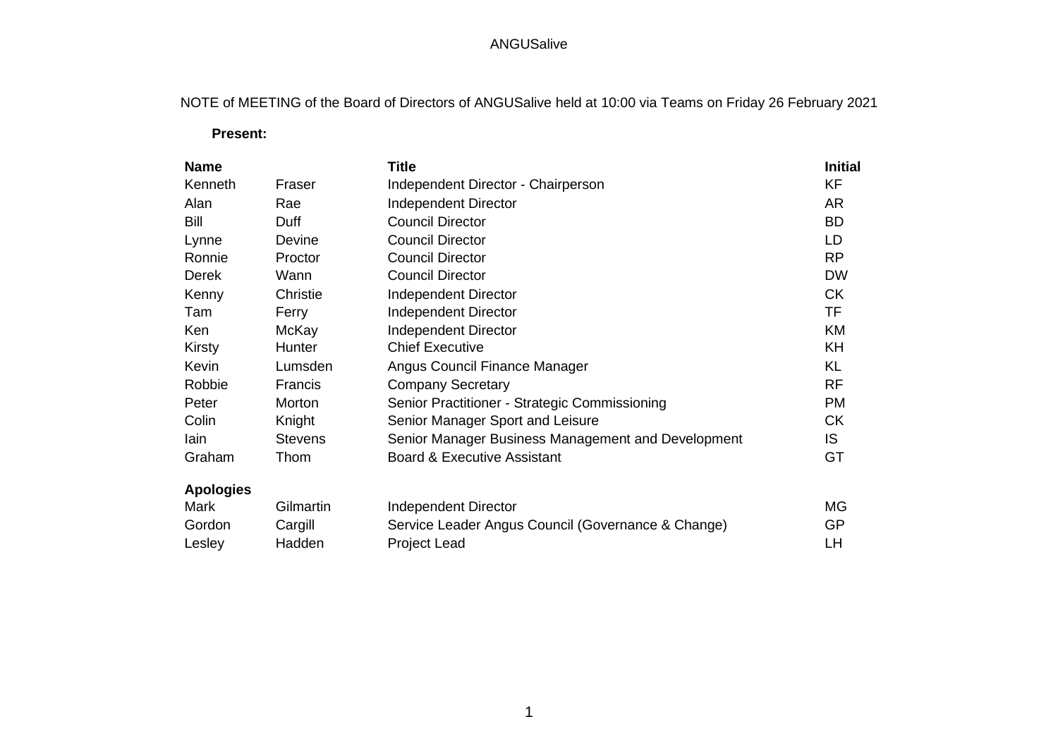ANGUSalive

NOTE of MEETING of the Board of Directors of ANGUSalive held at 10:00 via Teams on Friday 26 February 2021

**Present:**

| Name | | Title | Initial |
|---|---|---|---|
| Kenneth | Fraser | Independent Director - Chairperson | KF |
| Alan | Rae | Independent Director | AR |
| Bill | Duff | Council Director | BD |
| Lynne | Devine | Council Director | LD |
| Ronnie | Proctor | Council Director | RP |
| Derek | Wann | Council Director | DW |
| Kenny | Christie | Independent Director | CK |
| Tam | Ferry | Independent Director | TF |
| Ken | McKay | Independent Director | KM |
| Kirsty | Hunter | Chief Executive | KH |
| Kevin | Lumsden | Angus Council Finance Manager | KL |
| Robbie | Francis | Company Secretary | RF |
| Peter | Morton | Senior Practitioner - Strategic Commissioning | PM |
| Colin | Knight | Senior Manager Sport and Leisure | CK |
| Iain | Stevens | Senior Manager Business Management and Development | IS |
| Graham | Thom | Board & Executive Assistant | GT |
| **Apologies** | | | |
| Mark | Gilmartin | Independent Director | MG |
| Gordon | Cargill | Service Leader Angus Council (Governance & Change) | GP |
| Lesley | Hadden | Project Lead | LH |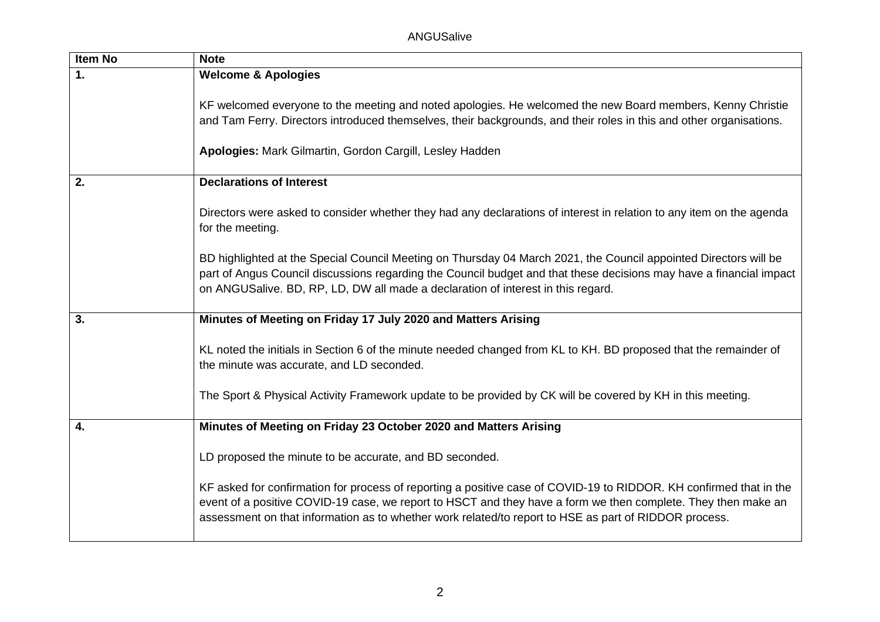| Item No | Note |
| --- | --- |
| **1.** | **Welcome & Apologies**<br><br>KF welcomed everyone to the meeting and noted apologies. He welcomed the new Board members, Kenny Christie and Tam Ferry. Directors introduced themselves, their backgrounds, and their roles in this and other organisations.<br><br>**Apologies:** Mark Gilmartin, Gordon Cargill, Lesley Hadden |
| **2.** | **Declarations of Interest**<br><br>Directors were asked to consider whether they had any declarations of interest in relation to any item on the agenda for the meeting.<br><br>BD highlighted at the Special Council Meeting on Thursday 04 March 2021, the Council appointed Directors will be part of Angus Council discussions regarding the Council budget and that these decisions may have a financial impact on ANGUSalive. BD, RP, LD, DW all made a declaration of interest in this regard. |
| **3.** | **Minutes of Meeting on Friday 17 July 2020 and Matters Arising**<br><br>KL noted the initials in Section 6 of the minute needed changed from KL to KH. BD proposed that the remainder of the minute was accurate, and LD seconded.<br><br>The Sport & Physical Activity Framework update to be provided by CK will be covered by KH in this meeting. |
| **4.** | **Minutes of Meeting on Friday 23 October 2020 and Matters Arising**<br><br>LD proposed the minute to be accurate, and BD seconded.<br><br>KF asked for confirmation for process of reporting a positive case of COVID-19 to RIDDOR. KH confirmed that in the event of a positive COVID-19 case, we report to HSCT and they have a form we then complete. They then make an assessment on that information as to whether work related/to report to HSE as part of RIDDOR process. |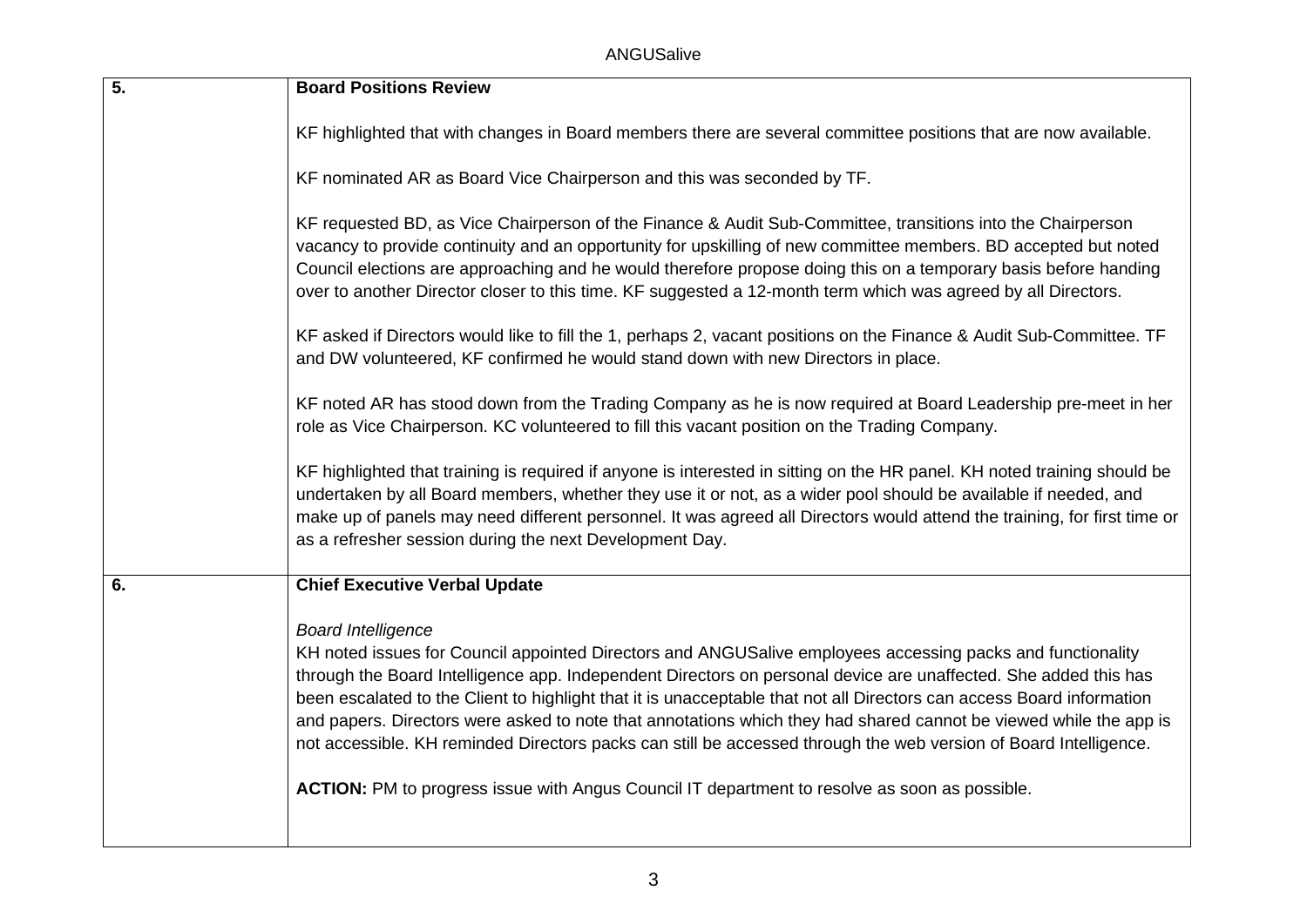| | |
|---|---|
| **5.** | **Board Positions Review**<br><br>KF highlighted that with changes in Board members there are several committee positions that are now available.<br><br>KF nominated AR as Board Vice Chairperson and this was seconded by TF.<br><br>KF requested BD, as Vice Chairperson of the Finance & Audit Sub-Committee, transitions into the Chairperson vacancy to provide continuity and an opportunity for upskilling of new committee members. BD accepted but noted Council elections are approaching and he would therefore propose doing this on a temporary basis before handing over to another Director closer to this time. KF suggested a 12-month term which was agreed by all Directors.<br><br>KF asked if Directors would like to fill the 1, perhaps 2, vacant positions on the Finance & Audit Sub-Committee. TF and DW volunteered, KF confirmed he would stand down with new Directors in place.<br><br>KF noted AR has stood down from the Trading Company as he is now required at Board Leadership pre-meet in her role as Vice Chairperson. KC volunteered to fill this vacant position on the Trading Company.<br><br>KF highlighted that training is required if anyone is interested in sitting on the HR panel. KH noted training should be undertaken by all Board members, whether they use it or not, as a wider pool should be available if needed, and make up of panels may need different personnel. It was agreed all Directors would attend the training, for first time or as a refresher session during the next Development Day. |
| **6.** | **Chief Executive Verbal Update**<br><br>*Board Intelligence*<br>KH noted issues for Council appointed Directors and ANGUSalive employees accessing packs and functionality through the Board Intelligence app. Independent Directors on personal device are unaffected. She added this has been escalated to the Client to highlight that it is unacceptable that not all Directors can access Board information and papers. Directors were asked to note that annotations which they had shared cannot be viewed while the app is not accessible. KH reminded Directors packs can still be accessed through the web version of Board Intelligence.<br><br>**ACTION:** PM to progress issue with Angus Council IT department to resolve as soon as possible. |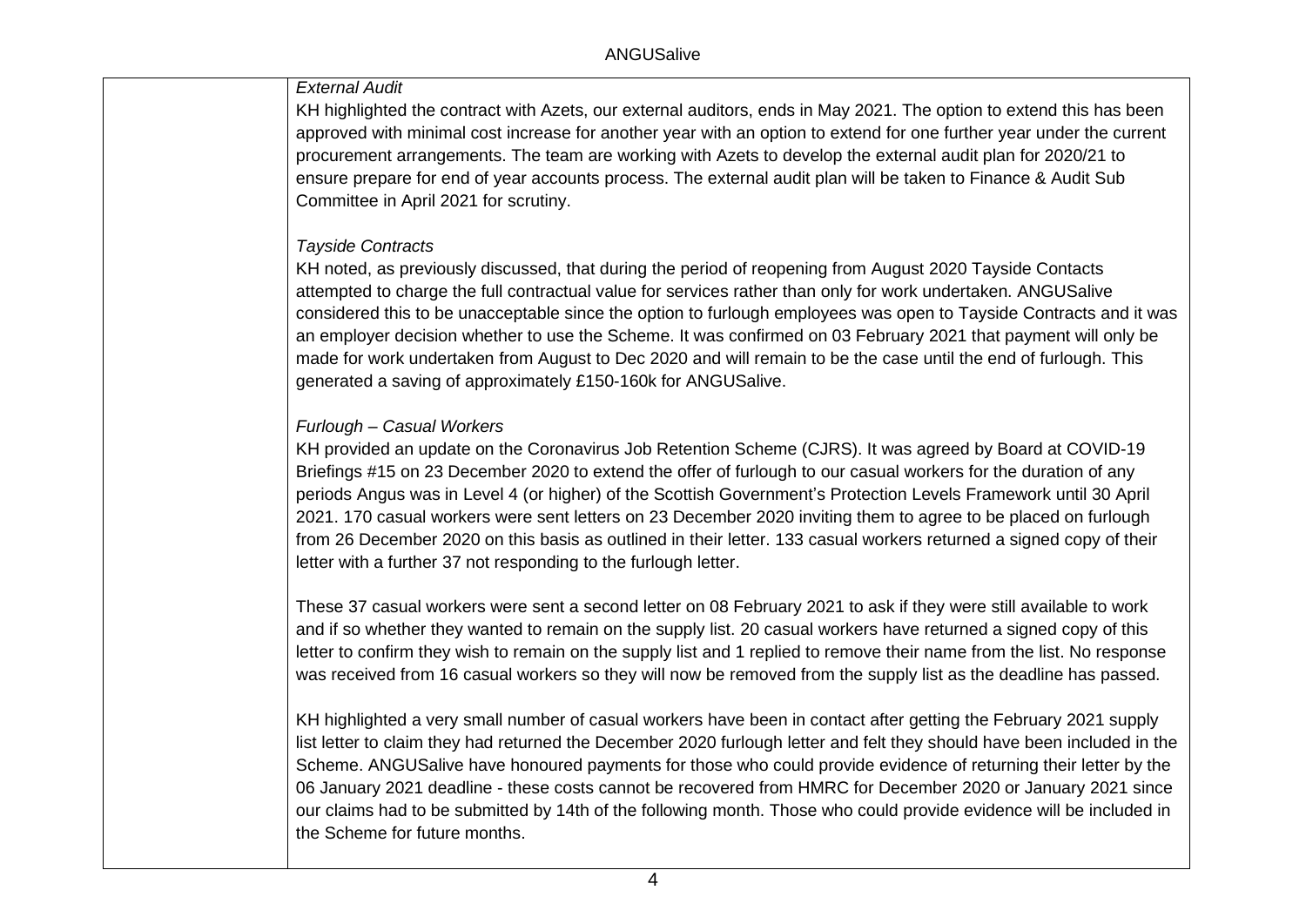*External Audit*

KH highlighted the contract with Azets, our external auditors, ends in May 2021. The option to extend this has been approved with minimal cost increase for another year with an option to extend for one further year under the current procurement arrangements. The team are working with Azets to develop the external audit plan for 2020/21 to ensure prepare for end of year accounts process. The external audit plan will be taken to Finance & Audit Sub Committee in April 2021 for scrutiny.

*Tayside Contracts*

KH noted, as previously discussed, that during the period of reopening from August 2020 Tayside Contacts attempted to charge the full contractual value for services rather than only for work undertaken. ANGUSalive considered this to be unacceptable since the option to furlough employees was open to Tayside Contracts and it was an employer decision whether to use the Scheme. It was confirmed on 03 February 2021 that payment will only be made for work undertaken from August to Dec 2020 and will remain to be the case until the end of furlough. This generated a saving of approximately £150-160k for ANGUSalive.

*Furlough – Casual Workers*

KH provided an update on the Coronavirus Job Retention Scheme (CJRS). It was agreed by Board at COVID-19 Briefings #15 on 23 December 2020 to extend the offer of furlough to our casual workers for the duration of any periods Angus was in Level 4 (or higher) of the Scottish Government's Protection Levels Framework until 30 April 2021. 170 casual workers were sent letters on 23 December 2020 inviting them to agree to be placed on furlough from 26 December 2020 on this basis as outlined in their letter. 133 casual workers returned a signed copy of their letter with a further 37 not responding to the furlough letter.

These 37 casual workers were sent a second letter on 08 February 2021 to ask if they were still available to work and if so whether they wanted to remain on the supply list. 20 casual workers have returned a signed copy of this letter to confirm they wish to remain on the supply list and 1 replied to remove their name from the list. No response was received from 16 casual workers so they will now be removed from the supply list as the deadline has passed.

KH highlighted a very small number of casual workers have been in contact after getting the February 2021 supply list letter to claim they had returned the December 2020 furlough letter and felt they should have been included in the Scheme. ANGUSalive have honoured payments for those who could provide evidence of returning their letter by the 06 January 2021 deadline - these costs cannot be recovered from HMRC for December 2020 or January 2021 since our claims had to be submitted by 14th of the following month. Those who could provide evidence will be included in the Scheme for future months.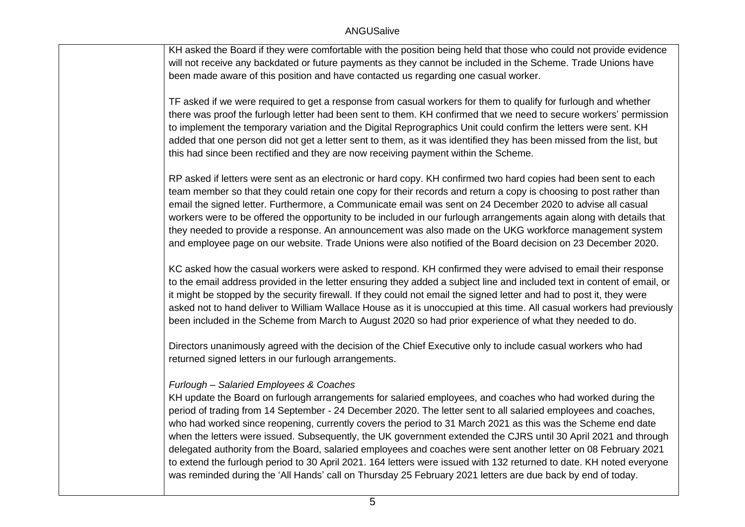KH asked the Board if they were comfortable with the position being held that those who could not provide evidence will not receive any backdated or future payments as they cannot be included in the Scheme. Trade Unions have been made aware of this position and have contacted us regarding one casual worker.

TF asked if we were required to get a response from casual workers for them to qualify for furlough and whether there was proof the furlough letter had been sent to them. KH confirmed that we need to secure workers' permission to implement the temporary variation and the Digital Reprographics Unit could confirm the letters were sent. KH added that one person did not get a letter sent to them, as it was identified they has been missed from the list, but this had since been rectified and they are now receiving payment within the Scheme.

RP asked if letters were sent as an electronic or hard copy. KH confirmed two hard copies had been sent to each team member so that they could retain one copy for their records and return a copy is choosing to post rather than email the signed letter. Furthermore, a Communicate email was sent on 24 December 2020 to advise all casual workers were to be offered the opportunity to be included in our furlough arrangements again along with details that they needed to provide a response. An announcement was also made on the UKG workforce management system and employee page on our website. Trade Unions were also notified of the Board decision on 23 December 2020.

KC asked how the casual workers were asked to respond. KH confirmed they were advised to email their response to the email address provided in the letter ensuring they added a subject line and included text in content of email, or it might be stopped by the security firewall. If they could not email the signed letter and had to post it, they were asked not to hand deliver to William Wallace House as it is unoccupied at this time. All casual workers had previously been included in the Scheme from March to August 2020 so had prior experience of what they needed to do.

Directors unanimously agreed with the decision of the Chief Executive only to include casual workers who had returned signed letters in our furlough arrangements.

*Furlough – Salaried Employees & Coaches*

KH update the Board on furlough arrangements for salaried employees, and coaches who had worked during the period of trading from 14 September - 24 December 2020. The letter sent to all salaried employees and coaches, who had worked since reopening, currently covers the period to 31 March 2021 as this was the Scheme end date when the letters were issued. Subsequently, the UK government extended the CJRS until 30 April 2021 and through delegated authority from the Board, salaried employees and coaches were sent another letter on 08 February 2021 to extend the furlough period to 30 April 2021. 164 letters were issued with 132 returned to date. KH noted everyone was reminded during the 'All Hands' call on Thursday 25 February 2021 letters are due back by end of today.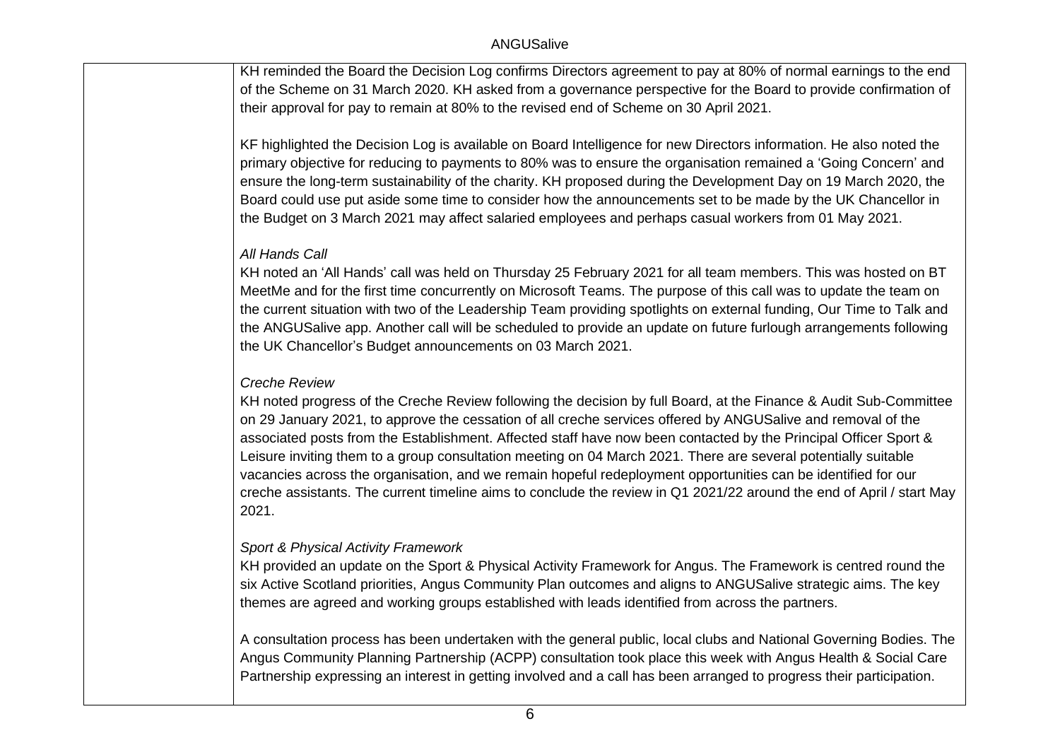KH reminded the Board the Decision Log confirms Directors agreement to pay at 80% of normal earnings to the end of the Scheme on 31 March 2020. KH asked from a governance perspective for the Board to provide confirmation of their approval for pay to remain at 80% to the revised end of Scheme on 30 April 2021.

KF highlighted the Decision Log is available on Board Intelligence for new Directors information. He also noted the primary objective for reducing to payments to 80% was to ensure the organisation remained a 'Going Concern' and ensure the long-term sustainability of the charity. KH proposed during the Development Day on 19 March 2020, the Board could use put aside some time to consider how the announcements set to be made by the UK Chancellor in the Budget on 3 March 2021 may affect salaried employees and perhaps casual workers from 01 May 2021.

*All Hands Call*

KH noted an 'All Hands' call was held on Thursday 25 February 2021 for all team members. This was hosted on BT MeetMe and for the first time concurrently on Microsoft Teams. The purpose of this call was to update the team on the current situation with two of the Leadership Team providing spotlights on external funding, Our Time to Talk and the ANGUSalive app. Another call will be scheduled to provide an update on future furlough arrangements following the UK Chancellor's Budget announcements on 03 March 2021.

*Creche Review*

KH noted progress of the Creche Review following the decision by full Board, at the Finance & Audit Sub-Committee on 29 January 2021, to approve the cessation of all creche services offered by ANGUSalive and removal of the associated posts from the Establishment. Affected staff have now been contacted by the Principal Officer Sport & Leisure inviting them to a group consultation meeting on 04 March 2021. There are several potentially suitable vacancies across the organisation, and we remain hopeful redeployment opportunities can be identified for our creche assistants. The current timeline aims to conclude the review in Q1 2021/22 around the end of April / start May 2021.

*Sport & Physical Activity Framework*

KH provided an update on the Sport & Physical Activity Framework for Angus. The Framework is centred round the six Active Scotland priorities, Angus Community Plan outcomes and aligns to ANGUSalive strategic aims. The key themes are agreed and working groups established with leads identified from across the partners.

A consultation process has been undertaken with the general public, local clubs and National Governing Bodies. The Angus Community Planning Partnership (ACPP) consultation took place this week with Angus Health & Social Care Partnership expressing an interest in getting involved and a call has been arranged to progress their participation.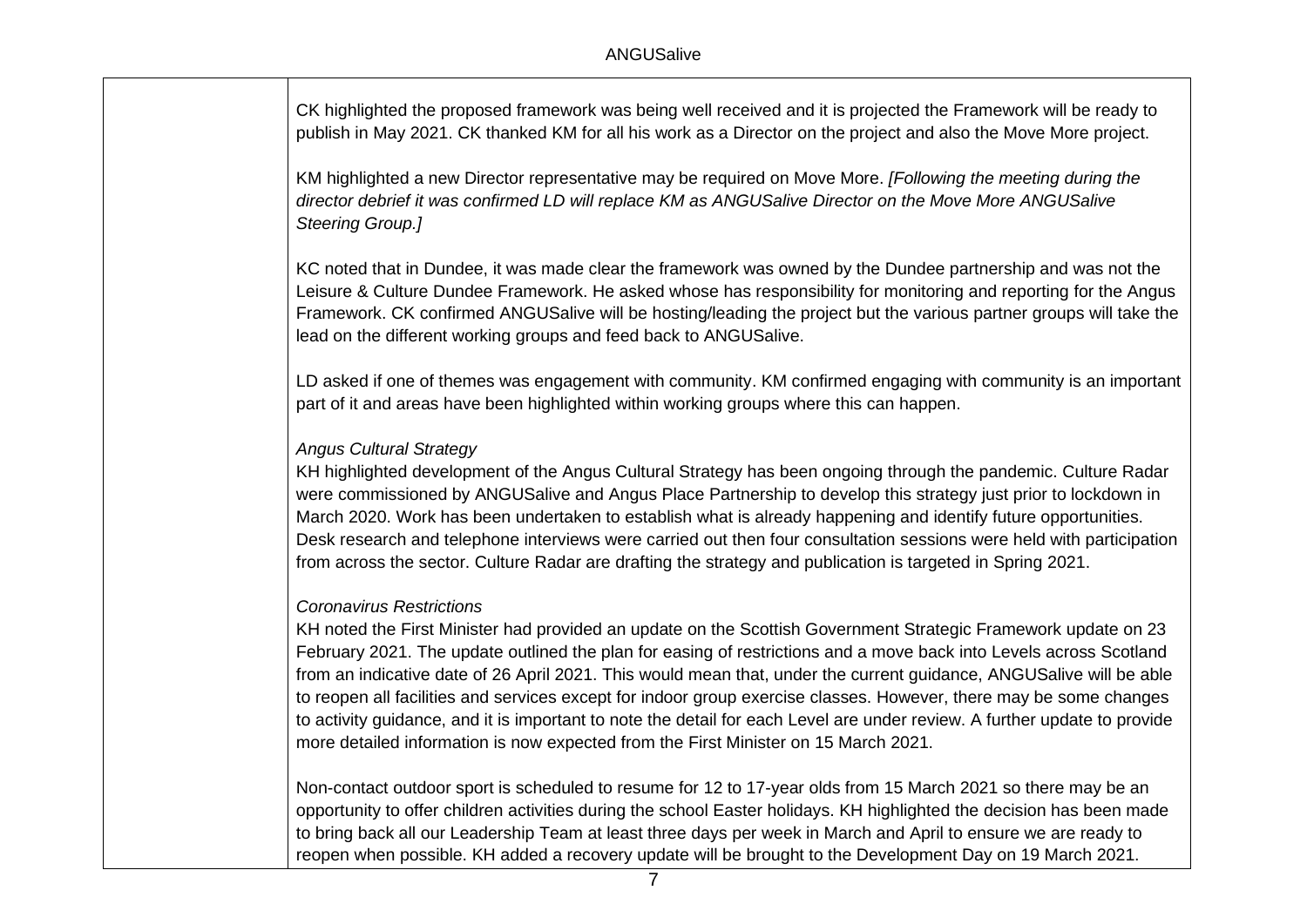CK highlighted the proposed framework was being well received and it is projected the Framework will be ready to publish in May 2021. CK thanked KM for all his work as a Director on the project and also the Move More project.

KM highlighted a new Director representative may be required on Move More. *[Following the meeting during the director debrief it was confirmed LD will replace KM as ANGUSalive Director on the Move More ANGUSalive Steering Group.]*

KC noted that in Dundee, it was made clear the framework was owned by the Dundee partnership and was not the Leisure & Culture Dundee Framework. He asked whose has responsibility for monitoring and reporting for the Angus Framework. CK confirmed ANGUSalive will be hosting/leading the project but the various partner groups will take the lead on the different working groups and feed back to ANGUSalive.

LD asked if one of themes was engagement with community. KM confirmed engaging with community is an important part of it and areas have been highlighted within working groups where this can happen.

*Angus Cultural Strategy*

KH highlighted development of the Angus Cultural Strategy has been ongoing through the pandemic. Culture Radar were commissioned by ANGUSalive and Angus Place Partnership to develop this strategy just prior to lockdown in March 2020. Work has been undertaken to establish what is already happening and identify future opportunities. Desk research and telephone interviews were carried out then four consultation sessions were held with participation from across the sector. Culture Radar are drafting the strategy and publication is targeted in Spring 2021.

*Coronavirus Restrictions*

KH noted the First Minister had provided an update on the Scottish Government Strategic Framework update on 23 February 2021. The update outlined the plan for easing of restrictions and a move back into Levels across Scotland from an indicative date of 26 April 2021. This would mean that, under the current guidance, ANGUSalive will be able to reopen all facilities and services except for indoor group exercise classes. However, there may be some changes to activity guidance, and it is important to note the detail for each Level are under review. A further update to provide more detailed information is now expected from the First Minister on 15 March 2021.

Non-contact outdoor sport is scheduled to resume for 12 to 17-year olds from 15 March 2021 so there may be an opportunity to offer children activities during the school Easter holidays. KH highlighted the decision has been made to bring back all our Leadership Team at least three days per week in March and April to ensure we are ready to reopen when possible. KH added a recovery update will be brought to the Development Day on 19 March 2021.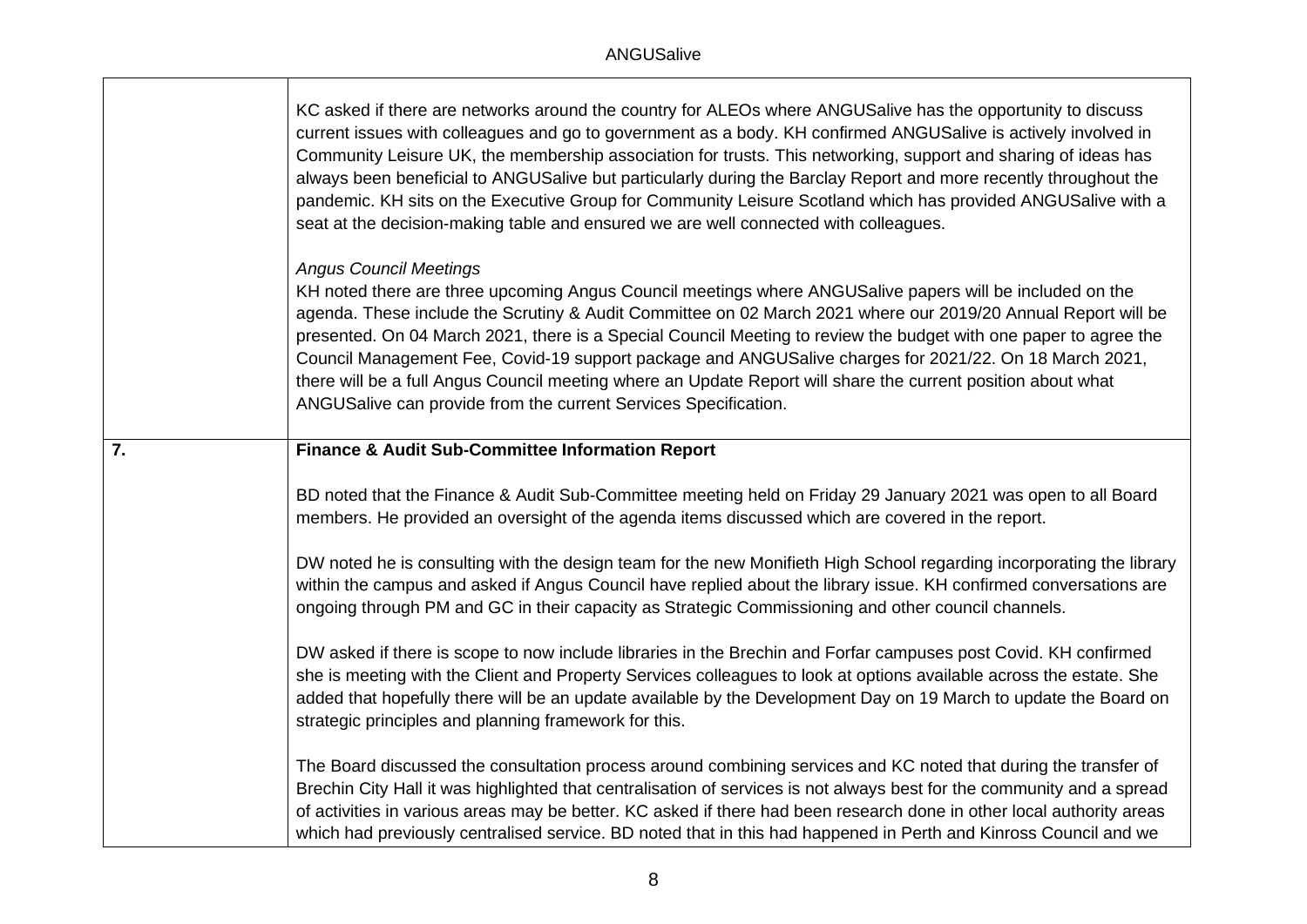| | |
|---|---|
| | KC asked if there are networks around the country for ALEOs where ANGUSalive has the opportunity to discuss current issues with colleagues and go to government as a body. KH confirmed ANGUSalive is actively involved in Community Leisure UK, the membership association for trusts. This networking, support and sharing of ideas has always been beneficial to ANGUSalive but particularly during the Barclay Report and more recently throughout the pandemic. KH sits on the Executive Group for Community Leisure Scotland which has provided ANGUSalive with a seat at the decision-making table and ensured we are well connected with colleagues.<br><br>*Angus Council Meetings*<br>KH noted there are three upcoming Angus Council meetings where ANGUSalive papers will be included on the agenda. These include the Scrutiny & Audit Committee on 02 March 2021 where our 2019/20 Annual Report will be presented. On 04 March 2021, there is a Special Council Meeting to review the budget with one paper to agree the Council Management Fee, Covid-19 support package and ANGUSalive charges for 2021/22. On 18 March 2021, there will be a full Angus Council meeting where an Update Report will share the current position about what ANGUSalive can provide from the current Services Specification. |
| **7.** | **Finance & Audit Sub-Committee Information Report**<br><br>BD noted that the Finance & Audit Sub-Committee meeting held on Friday 29 January 2021 was open to all Board members. He provided an oversight of the agenda items discussed which are covered in the report.<br><br>DW noted he is consulting with the design team for the new Monifieth High School regarding incorporating the library within the campus and asked if Angus Council have replied about the library issue. KH confirmed conversations are ongoing through PM and GC in their capacity as Strategic Commissioning and other council channels.<br><br>DW asked if there is scope to now include libraries in the Brechin and Forfar campuses post Covid. KH confirmed she is meeting with the Client and Property Services colleagues to look at options available across the estate. She added that hopefully there will be an update available by the Development Day on 19 March to update the Board on strategic principles and planning framework for this.<br><br>The Board discussed the consultation process around combining services and KC noted that during the transfer of Brechin City Hall it was highlighted that centralisation of services is not always best for the community and a spread of activities in various areas may be better. KC asked if there had been research done in other local authority areas which had previously centralised service. BD noted that in this had happened in Perth and Kinross Council and we |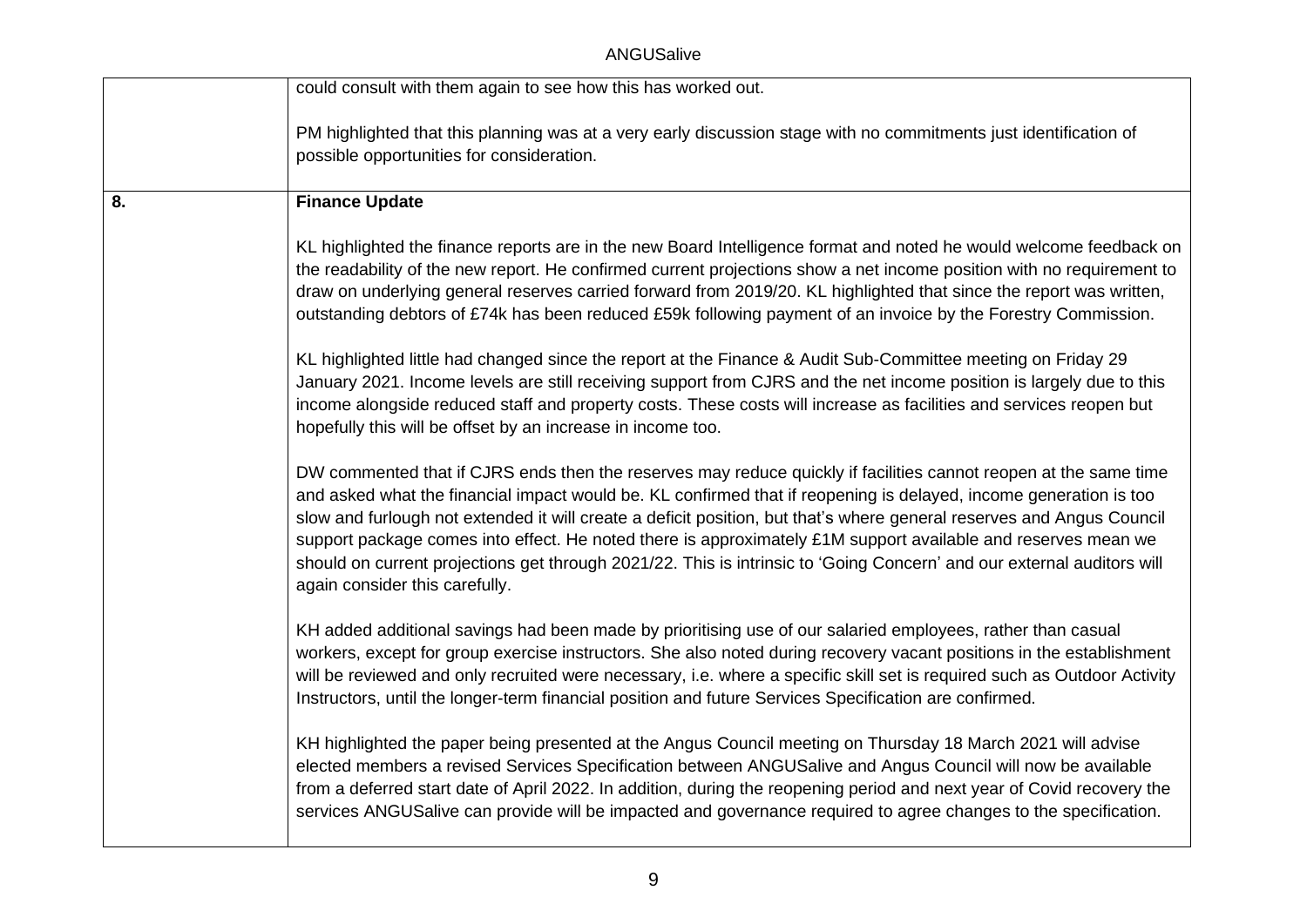|  |  |
| --- | --- |
|  | could consult with them again to see how this has worked out.<br><br>PM highlighted that this planning was at a very early discussion stage with no commitments just identification of possible opportunities for consideration. |
| **8.** | **Finance Update**<br><br>KL highlighted the finance reports are in the new Board Intelligence format and noted he would welcome feedback on the readability of the new report. He confirmed current projections show a net income position with no requirement to draw on underlying general reserves carried forward from 2019/20. KL highlighted that since the report was written, outstanding debtors of £74k has been reduced £59k following payment of an invoice by the Forestry Commission.<br><br>KL highlighted little had changed since the report at the Finance & Audit Sub-Committee meeting on Friday 29 January 2021. Income levels are still receiving support from CJRS and the net income position is largely due to this income alongside reduced staff and property costs. These costs will increase as facilities and services reopen but hopefully this will be offset by an increase in income too.<br><br>DW commented that if CJRS ends then the reserves may reduce quickly if facilities cannot reopen at the same time and asked what the financial impact would be. KL confirmed that if reopening is delayed, income generation is too slow and furlough not extended it will create a deficit position, but that's where general reserves and Angus Council support package comes into effect. He noted there is approximately £1M support available and reserves mean we should on current projections get through 2021/22. This is intrinsic to 'Going Concern' and our external auditors will again consider this carefully.<br><br>KH added additional savings had been made by prioritising use of our salaried employees, rather than casual workers, except for group exercise instructors. She also noted during recovery vacant positions in the establishment will be reviewed and only recruited were necessary, i.e. where a specific skill set is required such as Outdoor Activity Instructors, until the longer-term financial position and future Services Specification are confirmed.<br><br>KH highlighted the paper being presented at the Angus Council meeting on Thursday 18 March 2021 will advise elected members a revised Services Specification between ANGUSalive and Angus Council will now be available from a deferred start date of April 2022. In addition, during the reopening period and next year of Covid recovery the services ANGUSalive can provide will be impacted and governance required to agree changes to the specification. |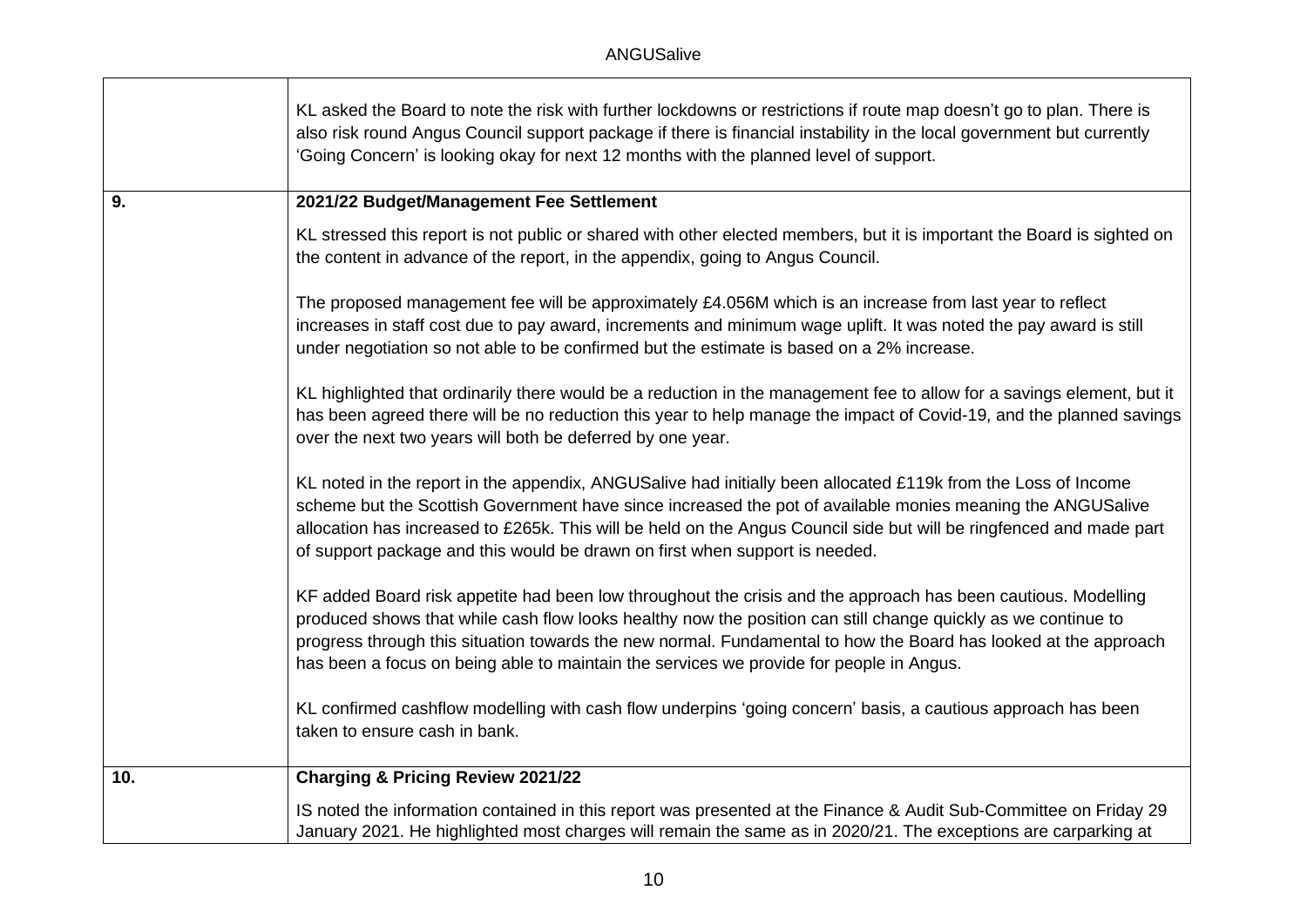| | |
|---|---|
| | KL asked the Board to note the risk with further lockdowns or restrictions if route map doesn't go to plan. There is also risk round Angus Council support package if there is financial instability in the local government but currently 'Going Concern' is looking okay for next 12 months with the planned level of support. |
| **9.** | **2021/22 Budget/Management Fee Settlement**<br><br>KL stressed this report is not public or shared with other elected members, but it is important the Board is sighted on the content in advance of the report, in the appendix, going to Angus Council.<br><br>The proposed management fee will be approximately £4.056M which is an increase from last year to reflect increases in staff cost due to pay award, increments and minimum wage uplift. It was noted the pay award is still under negotiation so not able to be confirmed but the estimate is based on a 2% increase.<br><br>KL highlighted that ordinarily there would be a reduction in the management fee to allow for a savings element, but it has been agreed there will be no reduction this year to help manage the impact of Covid-19, and the planned savings over the next two years will both be deferred by one year.<br><br>KL noted in the report in the appendix, ANGUSalive had initially been allocated £119k from the Loss of Income scheme but the Scottish Government have since increased the pot of available monies meaning the ANGUSalive allocation has increased to £265k. This will be held on the Angus Council side but will be ringfenced and made part of support package and this would be drawn on first when support is needed.<br><br>KF added Board risk appetite had been low throughout the crisis and the approach has been cautious. Modelling produced shows that while cash flow looks healthy now the position can still change quickly as we continue to progress through this situation towards the new normal. Fundamental to how the Board has looked at the approach has been a focus on being able to maintain the services we provide for people in Angus.<br><br>KL confirmed cashflow modelling with cash flow underpins 'going concern' basis, a cautious approach has been taken to ensure cash in bank. |
| **10.** | **Charging & Pricing Review 2021/22**<br><br>IS noted the information contained in this report was presented at the Finance & Audit Sub-Committee on Friday 29 January 2021. He highlighted most charges will remain the same as in 2020/21. The exceptions are carparking at |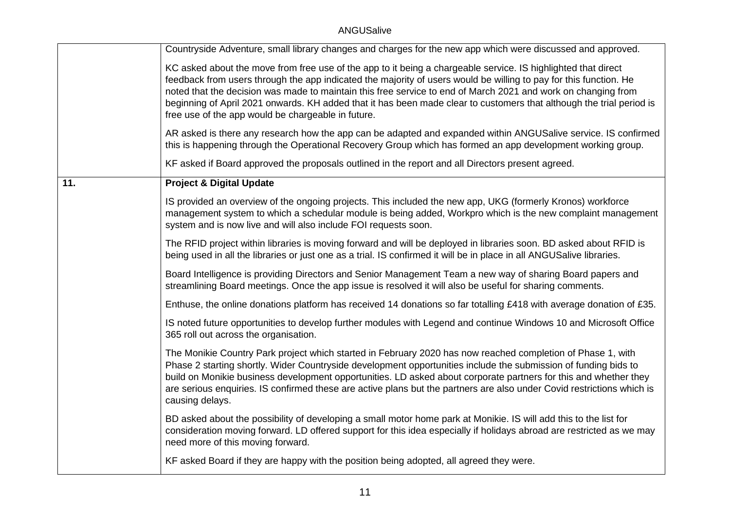| | |
|---|---|
| | Countryside Adventure, small library changes and charges for the new app which were discussed and approved.<br><br>KC asked about the move from free use of the app to it being a chargeable service. IS highlighted that direct feedback from users through the app indicated the majority of users would be willing to pay for this function. He noted that the decision was made to maintain this free service to end of March 2021 and work on changing from beginning of April 2021 onwards. KH added that it has been made clear to customers that although the trial period is free use of the app would be chargeable in future.<br><br>AR asked is there any research how the app can be adapted and expanded within ANGUSalive service. IS confirmed this is happening through the Operational Recovery Group which has formed an app development working group.<br><br>KF asked if Board approved the proposals outlined in the report and all Directors present agreed. |
| **11.** | **Project & Digital Update**<br><br>IS provided an overview of the ongoing projects. This included the new app, UKG (formerly Kronos) workforce management system to which a schedular module is being added, Workpro which is the new complaint management system and is now live and will also include FOI requests soon.<br><br>The RFID project within libraries is moving forward and will be deployed in libraries soon. BD asked about RFID is being used in all the libraries or just one as a trial. IS confirmed it will be in place in all ANGUSalive libraries.<br><br>Board Intelligence is providing Directors and Senior Management Team a new way of sharing Board papers and streamlining Board meetings. Once the app issue is resolved it will also be useful for sharing comments.<br><br>Enthuse, the online donations platform has received 14 donations so far totalling £418 with average donation of £35.<br><br>IS noted future opportunities to develop further modules with Legend and continue Windows 10 and Microsoft Office 365 roll out across the organisation.<br><br>The Monikie Country Park project which started in February 2020 has now reached completion of Phase 1, with Phase 2 starting shortly. Wider Countryside development opportunities include the submission of funding bids to build on Monikie business development opportunities. LD asked about corporate partners for this and whether they are serious enquiries. IS confirmed these are active plans but the partners are also under Covid restrictions which is causing delays.<br><br>BD asked about the possibility of developing a small motor home park at Monikie. IS will add this to the list for consideration moving forward. LD offered support for this idea especially if holidays abroad are restricted as we may need more of this moving forward.<br><br>KF asked Board if they are happy with the position being adopted, all agreed they were. |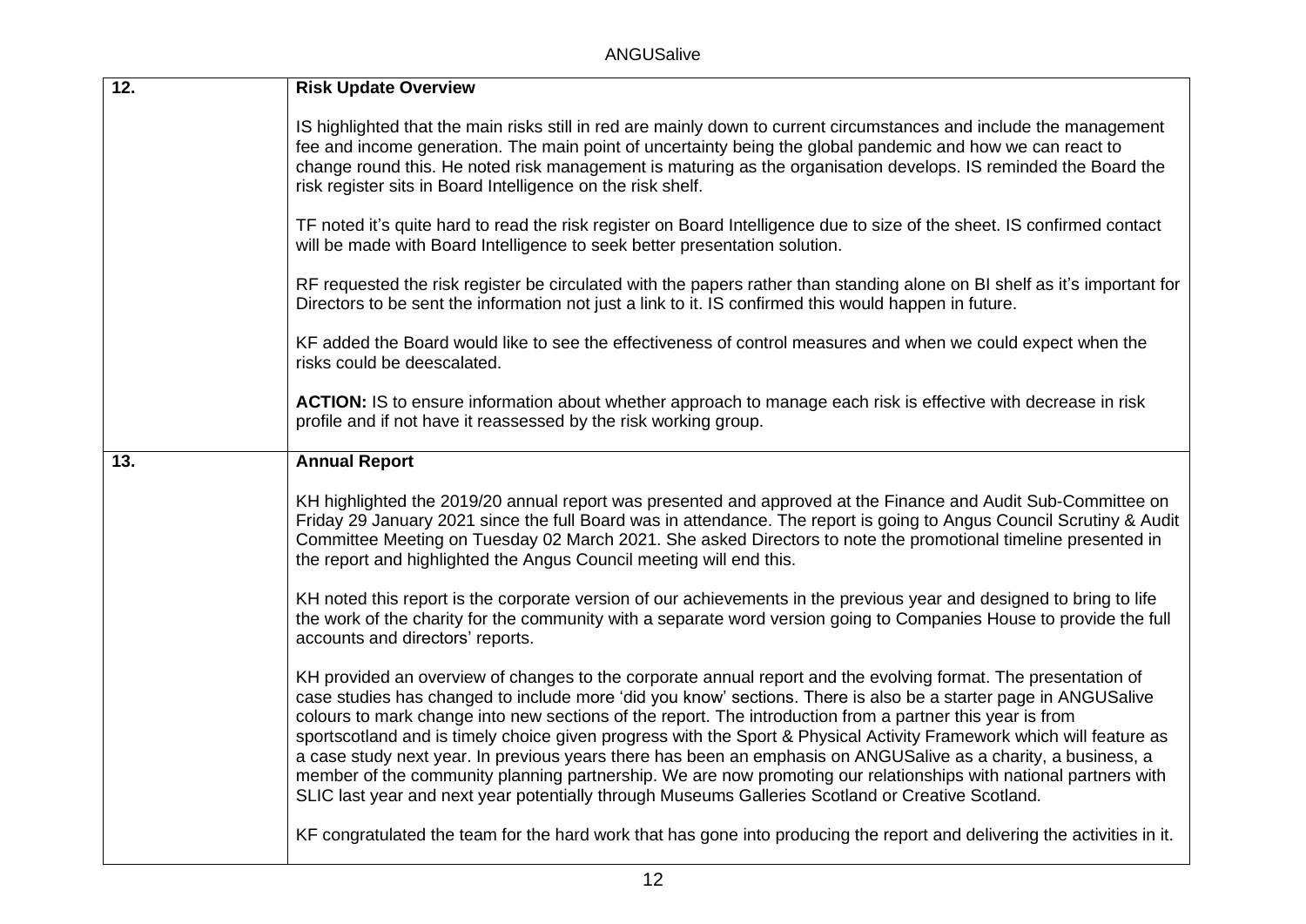| 12. | **Risk Update Overview**<br><br>IS highlighted that the main risks still in red are mainly down to current circumstances and include the management fee and income generation. The main point of uncertainty being the global pandemic and how we can react to change round this. He noted risk management is maturing as the organisation develops. IS reminded the Board the risk register sits in Board Intelligence on the risk shelf.<br><br>TF noted it's quite hard to read the risk register on Board Intelligence due to size of the sheet. IS confirmed contact will be made with Board Intelligence to seek better presentation solution.<br><br>RF requested the risk register be circulated with the papers rather than standing alone on BI shelf as it's important for Directors to be sent the information not just a link to it. IS confirmed this would happen in future.<br><br>KF added the Board would like to see the effectiveness of control measures and when we could expect when the risks could be deescalated.<br><br>**ACTION:** IS to ensure information about whether approach to manage each risk is effective with decrease in risk profile and if not have it reassessed by the risk working group. |
|---|---|
| 13. | **Annual Report**<br><br>KH highlighted the 2019/20 annual report was presented and approved at the Finance and Audit Sub-Committee on Friday 29 January 2021 since the full Board was in attendance. The report is going to Angus Council Scrutiny & Audit Committee Meeting on Tuesday 02 March 2021. She asked Directors to note the promotional timeline presented in the report and highlighted the Angus Council meeting will end this.<br><br>KH noted this report is the corporate version of our achievements in the previous year and designed to bring to life the work of the charity for the community with a separate word version going to Companies House to provide the full accounts and directors' reports.<br><br>KH provided an overview of changes to the corporate annual report and the evolving format. The presentation of case studies has changed to include more 'did you know' sections. There is also be a starter page in ANGUSalive colours to mark change into new sections of the report. The introduction from a partner this year is from sportscotland and is timely choice given progress with the Sport & Physical Activity Framework which will feature as a case study next year. In previous years there has been an emphasis on ANGUSalive as a charity, a business, a member of the community planning partnership. We are now promoting our relationships with national partners with SLIC last year and next year potentially through Museums Galleries Scotland or Creative Scotland.<br><br>KF congratulated the team for the hard work that has gone into producing the report and delivering the activities in it. |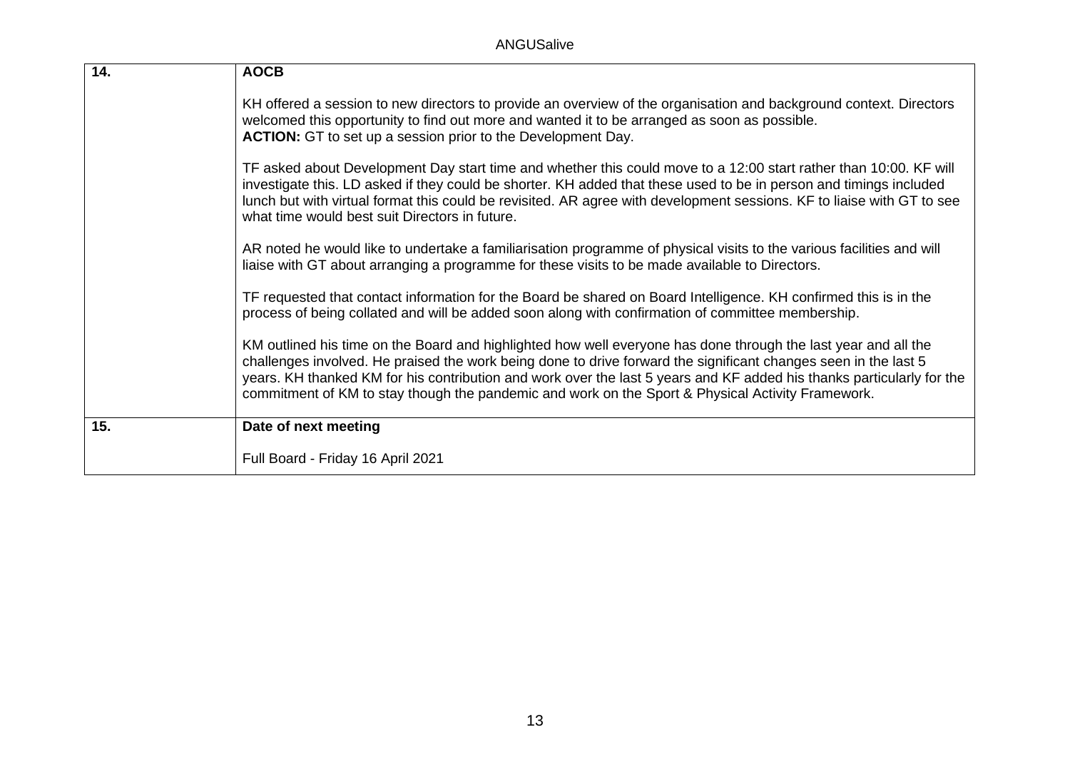| | |
|---|---|
| **14.** | **AOCB**<br><br>KH offered a session to new directors to provide an overview of the organisation and background context. Directors welcomed this opportunity to find out more and wanted it to be arranged as soon as possible.<br>**ACTION:** GT to set up a session prior to the Development Day.<br><br>TF asked about Development Day start time and whether this could move to a 12:00 start rather than 10:00. KF will investigate this. LD asked if they could be shorter. KH added that these used to be in person and timings included lunch but with virtual format this could be revisited. AR agree with development sessions. KF to liaise with GT to see what time would best suit Directors in future.<br><br>AR noted he would like to undertake a familiarisation programme of physical visits to the various facilities and will liaise with GT about arranging a programme for these visits to be made available to Directors.<br><br>TF requested that contact information for the Board be shared on Board Intelligence. KH confirmed this is in the process of being collated and will be added soon along with confirmation of committee membership.<br><br>KM outlined his time on the Board and highlighted how well everyone has done through the last year and all the challenges involved. He praised the work being done to drive forward the significant changes seen in the last 5 years. KH thanked KM for his contribution and work over the last 5 years and KF added his thanks particularly for the commitment of KM to stay though the pandemic and work on the Sport & Physical Activity Framework. |
| **15.** | **Date of next meeting**<br><br>Full Board - Friday 16 April 2021 |